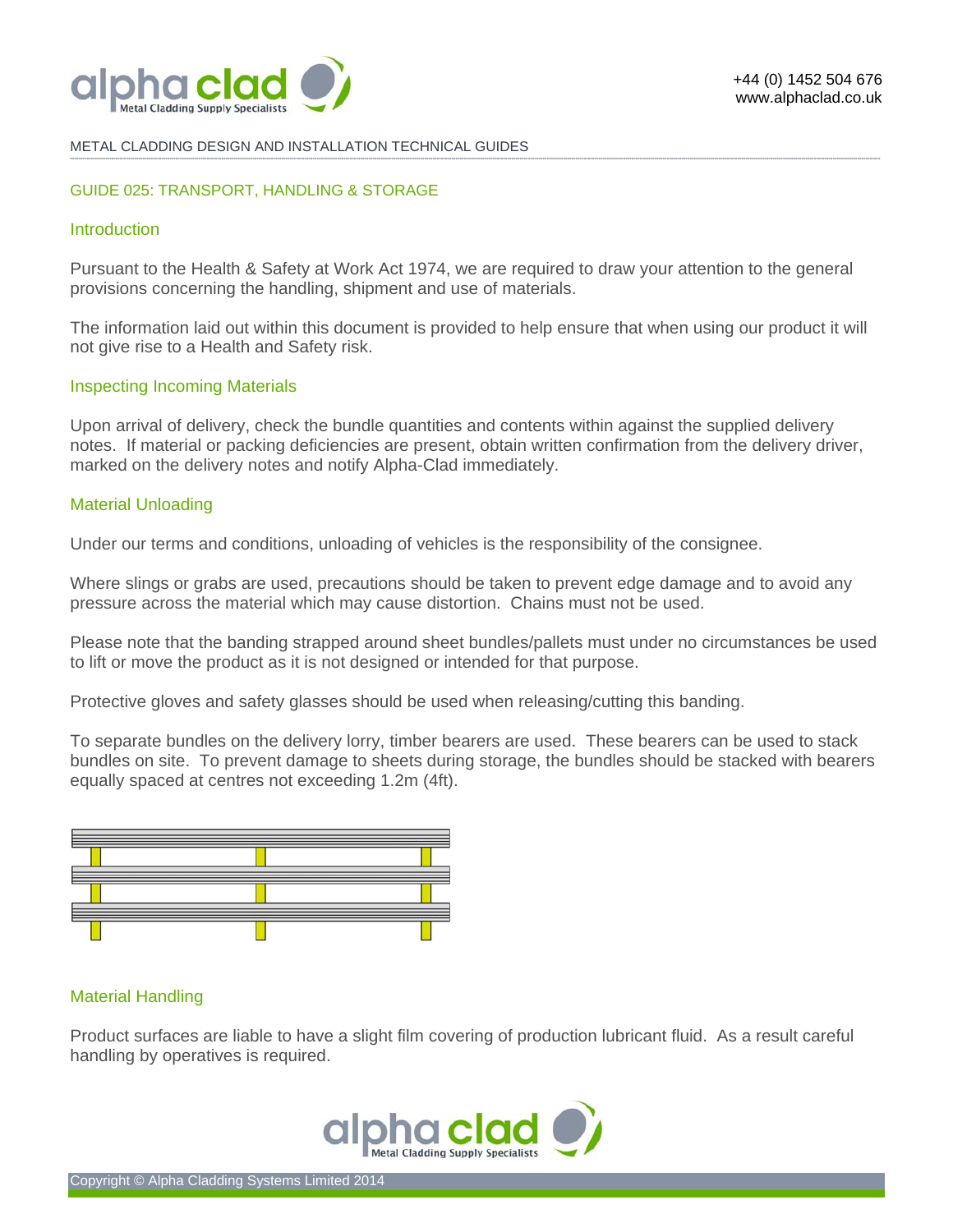METAL CLADDING DESIGN AND INSTALLATION TECHNICAL GUIDES

# GUIDE 025: TRANSPORT, HANDLING & STORAGE

## Introduction

Pursuant to the Health & Safety at Work Act 1974, we are required to draw your attention to the general provisions concerning the handling, shipment and use of materials.

The information laid out within this document is provided to help ensure that when using our product it will not give rise to a Health and Safety risk.

## Inspecting Incoming Materials

Upon arrival of delivery, check the bundle quantities and contents within against the supplied delivery notes. If material or packing deficiencies are present, obtain written confirmation from the delivery driver, marked on the delivery notes and notify Alpha-Clad immediately.

## Material Unloading

Under our terms and conditions, unloading of vehicles is the responsibility of the consignee.

Where slings or grabs are used, precautions should be taken to prevent edge damage and to avoid any pressure across the material which may cause distortion. Chains must not be used.

Please note that the banding strapped around sheet bundles/pallets must under no circumstances be used to lift or move the product as it is not designed or intended for that purpose.

Protective gloves and safety glasses should be used when releasing/cutting this banding.

To separate bundles on the delivery lorry, timber bearers are used. These bearers can be used to stack bundles on site. To prevent damage to sheets during storage, the bundles should be stacked with bearers equally spaced at centres not exceeding 1.2m (4ft).

## Material Handling

Product surfaces are liable to have a slight film covering of production lubricant fluid. As a result careful handling by operatives is required.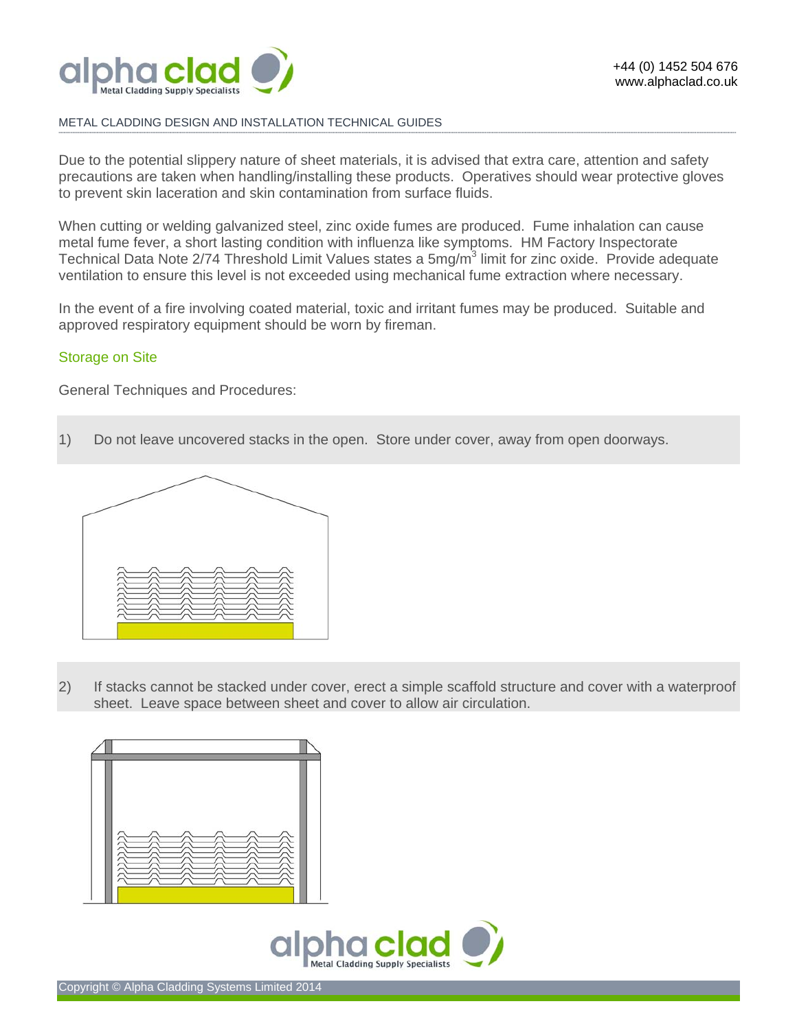METAL CLADDING DESIGN AND INSTALLATION TECHNICAL GUIDES

Due to the potential slippery nature of sheet materials, it is advised that extra care, attention and safety precautions are taken when handling/installing these products. Operatives should wear protective gloves to prevent skin laceration and skin contamination from surface fluids.

When cutting or welding galvanized steel, zinc oxide fumes are produced. Fume inhalation can cause metal fume fever, a short lasting condition with influenza like symptoms. HM Factory Inspectorate Technical Data Note 2/74 Threshold Limit Values states a 5mg/$m^3$ limit for zinc oxide. Provide adequate ventilation to ensure this level is not exceeded using mechanical fume extraction where necessary.

In the event of a fire involving coated material, toxic and irritant fumes may be produced. Suitable and approved respiratory equipment should be worn by fireman.

## Storage on Site

General Techniques and Procedures:

1) Do not leave uncovered stacks in the open. Store under cover, away from open doorways.

2) If stacks cannot be stacked under cover, erect a simple scaffold structure and cover with a waterproof sheet. Leave space between sheet and cover to allow air circulation.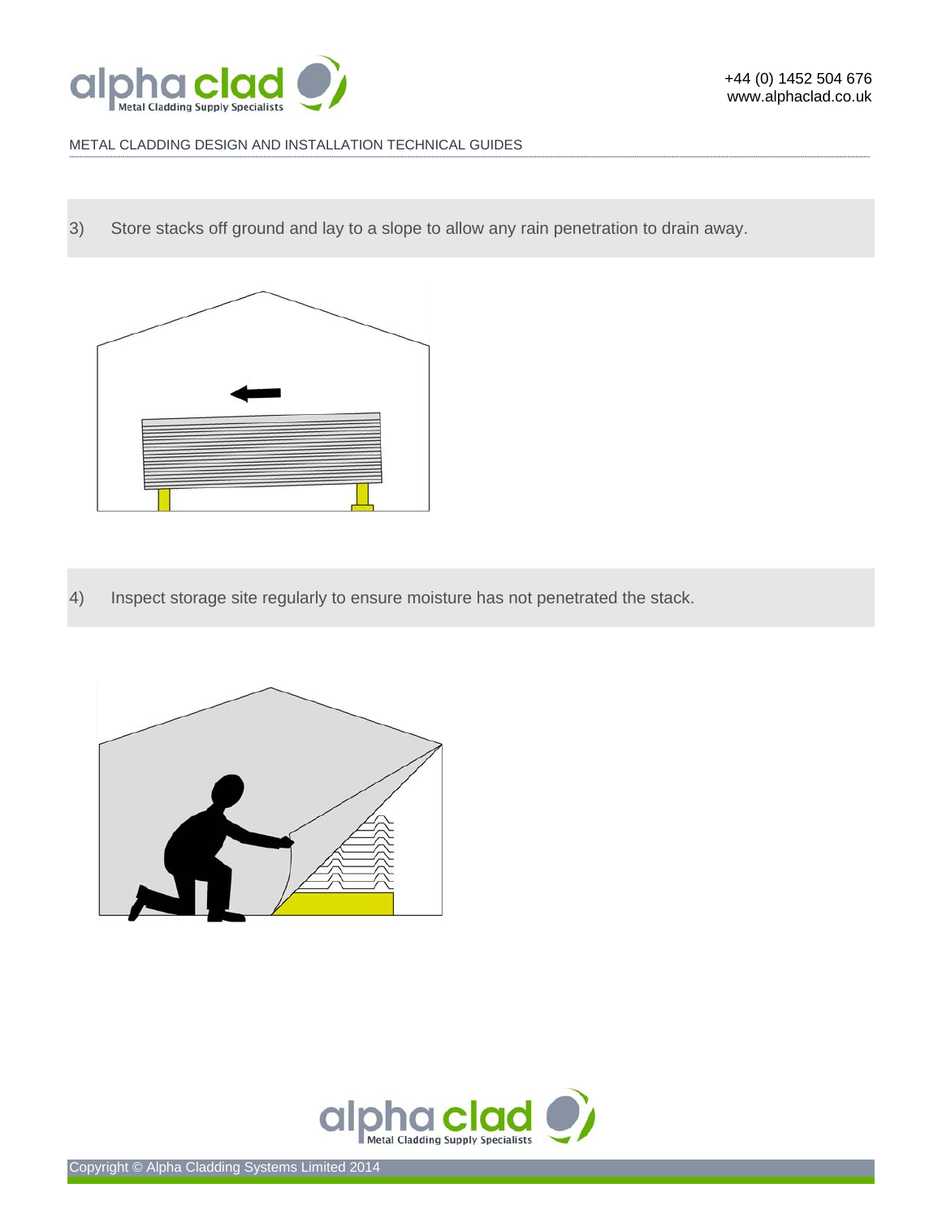3) Store stacks off ground and lay to a slope to allow any rain penetration to drain away.

4) Inspect storage site regularly to ensure moisture has not penetrated the stack.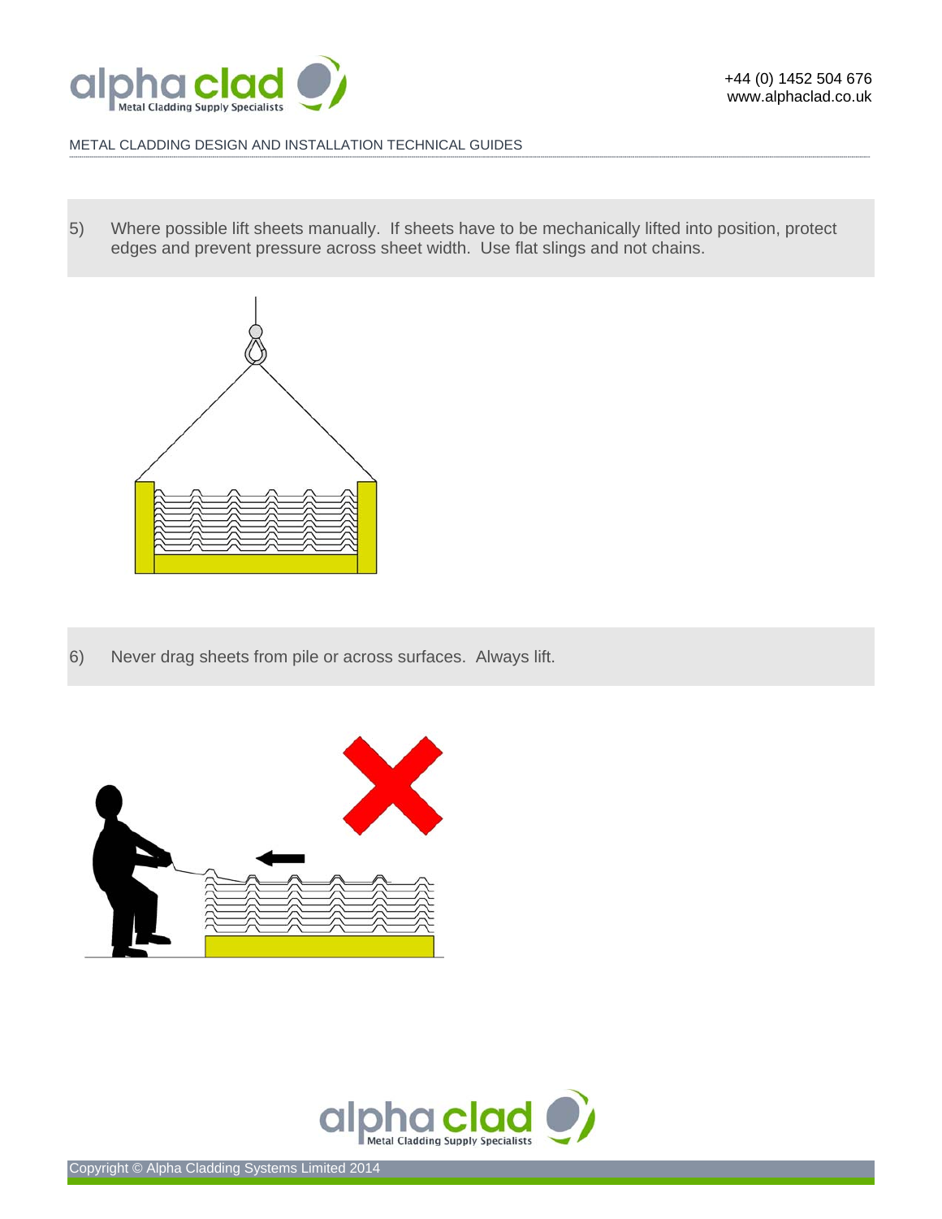5) Where possible lift sheets manually. If sheets have to be mechanically lifted into position, protect edges and prevent pressure across sheet width. Use flat slings and not chains.

6) Never drag sheets from pile or across surfaces. Always lift.